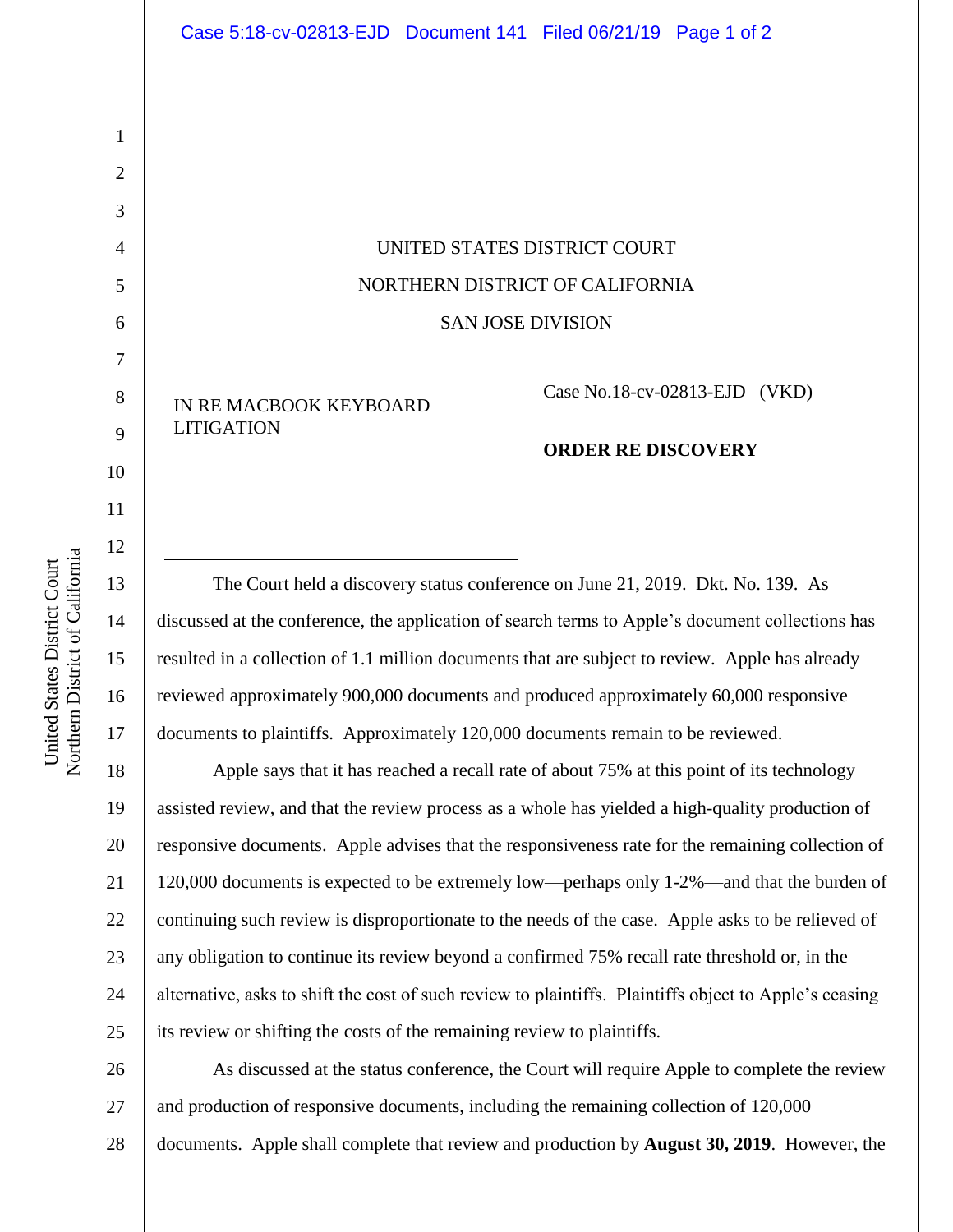UNITED STATES DISTRICT COURT

NORTHERN DISTRICT OF CALIFORNIA

SAN JOSE DIVISION

| IN RE MACBOOK KEYBOARD LITIGATION | Case No.18-cv-02813-EJD (VKD) **ORDER RE DISCOVERY** |
|---|---|

The Court held a discovery status conference on June 21, 2019. Dkt. No. 139. As discussed at the conference, the application of search terms to Apple's document collections has resulted in a collection of 1.1 million documents that are subject to review. Apple has already reviewed approximately 900,000 documents and produced approximately 60,000 responsive documents to plaintiffs. Approximately 120,000 documents remain to be reviewed.

Apple says that it has reached a recall rate of about 75% at this point of its technology assisted review, and that the review process as a whole has yielded a high-quality production of responsive documents. Apple advises that the responsiveness rate for the remaining collection of 120,000 documents is expected to be extremely low—perhaps only 1-2%—and that the burden of continuing such review is disproportionate to the needs of the case. Apple asks to be relieved of any obligation to continue its review beyond a confirmed 75% recall rate threshold or, in the alternative, asks to shift the cost of such review to plaintiffs. Plaintiffs object to Apple's ceasing its review or shifting the costs of the remaining review to plaintiffs.

As discussed at the status conference, the Court will require Apple to complete the review and production of responsive documents, including the remaining collection of 120,000 documents. Apple shall complete that review and production by **August 30, 2019**. However, the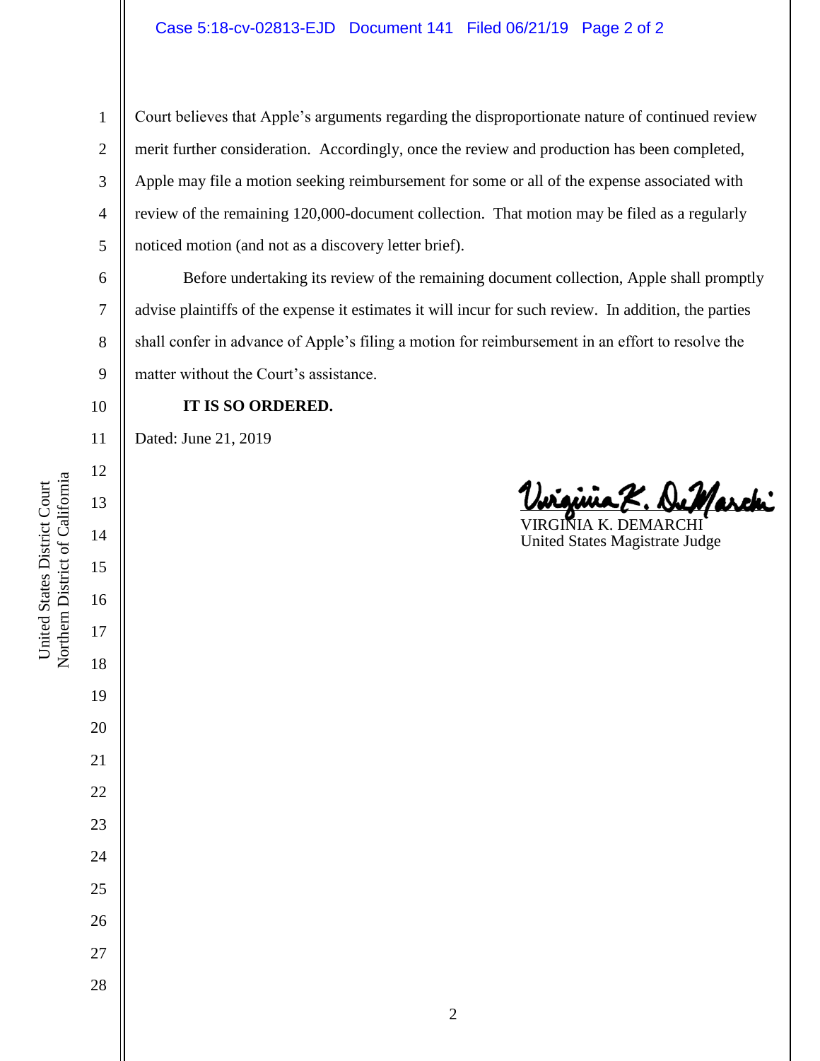Court believes that Apple's arguments regarding the disproportionate nature of continued review merit further consideration. Accordingly, once the review and production has been completed, Apple may file a motion seeking reimbursement for some or all of the expense associated with review of the remaining 120,000-document collection. That motion may be filed as a regularly noticed motion (and not as a discovery letter brief).

Before undertaking its review of the remaining document collection, Apple shall promptly advise plaintiffs of the expense it estimates it will incur for such review. In addition, the parties shall confer in advance of Apple's filing a motion for reimbursement in an effort to resolve the matter without the Court's assistance.

**IT IS SO ORDERED.**

Dated: June 21, 2019

VIRGINIA K. DEMARCHI
United States Magistrate Judge